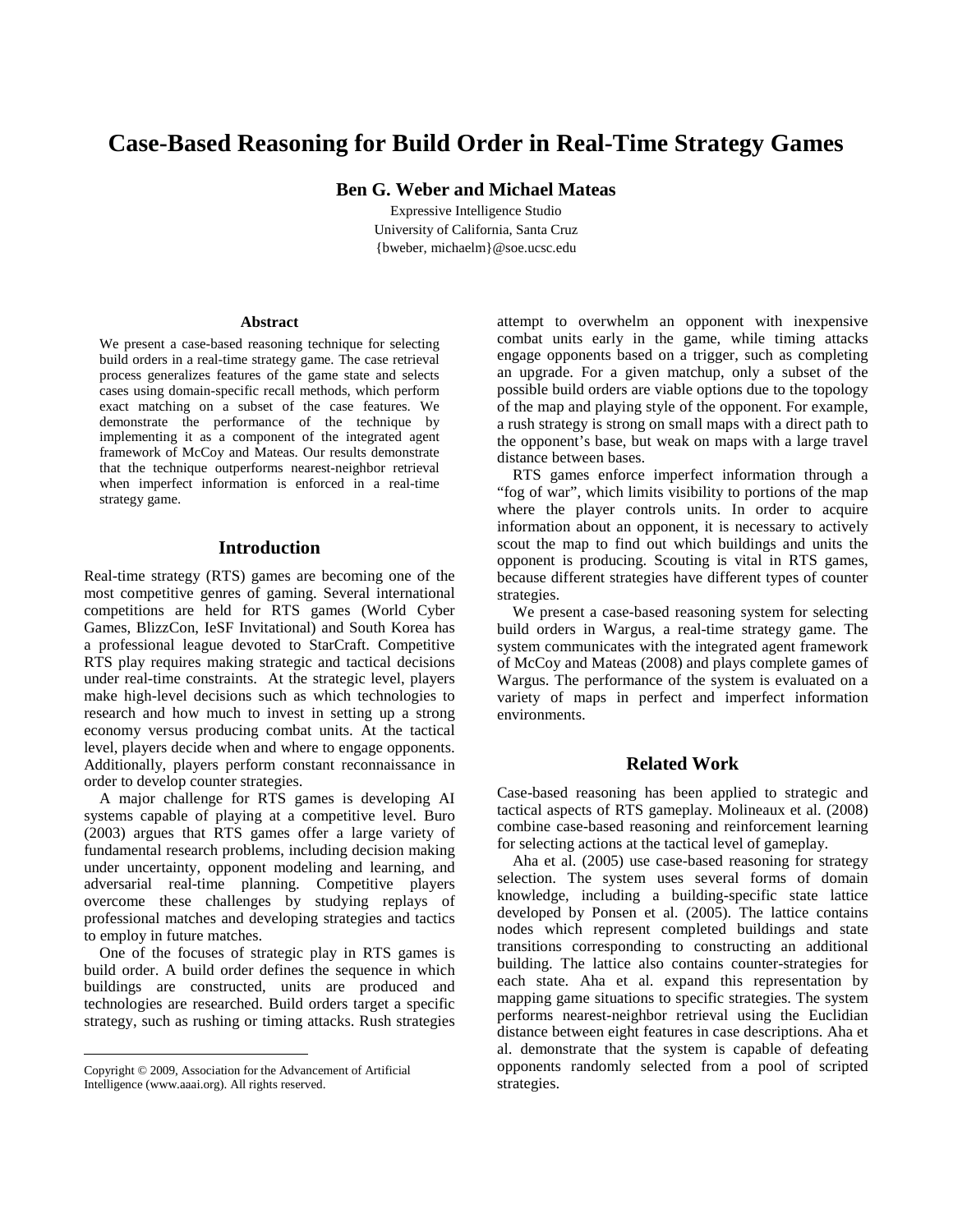# Case-Based Reasoning for Build Order in Real-Time Strategy Games

**Ben G. Weber and Michael Mateas**

Expressive Intelligence Studio
University of California, Santa Cruz
{bweber, michaelm}@soe.ucsc.edu

### Abstract

We present a case-based reasoning technique for selecting build orders in a real-time strategy game. The case retrieval process generalizes features of the game state and selects cases using domain-specific recall methods, which perform exact matching on a subset of the case features. We demonstrate the performance of the technique by implementing it as a component of the integrated agent framework of McCoy and Mateas. Our results demonstrate that the technique outperforms nearest-neighbor retrieval when imperfect information is enforced in a real-time strategy game.

## Introduction

Real-time strategy (RTS) games are becoming one of the most competitive genres of gaming. Several international competitions are held for RTS games (World Cyber Games, BlizzCon, IeSF Invitational) and South Korea has a professional league devoted to StarCraft. Competitive RTS play requires making strategic and tactical decisions under real-time constraints. At the strategic level, players make high-level decisions such as which technologies to research and how much to invest in setting up a strong economy versus producing combat units. At the tactical level, players decide when and where to engage opponents. Additionally, players perform constant reconnaissance in order to develop counter strategies.

A major challenge for RTS games is developing AI systems capable of playing at a competitive level. Buro (2003) argues that RTS games offer a large variety of fundamental research problems, including decision making under uncertainty, opponent modeling and learning, and adversarial real-time planning. Competitive players overcome these challenges by studying replays of professional matches and developing strategies and tactics to employ in future matches.

One of the focuses of strategic play in RTS games is build order. A build order defines the sequence in which buildings are constructed, units are produced and technologies are researched. Build orders target a specific strategy, such as rushing or timing attacks. Rush strategies attempt to overwhelm an opponent with inexpensive combat units early in the game, while timing attacks engage opponents based on a trigger, such as completing an upgrade. For a given matchup, only a subset of the possible build orders are viable options due to the topology of the map and playing style of the opponent. For example, a rush strategy is strong on small maps with a direct path to the opponent's base, but weak on maps with a large travel distance between bases.

RTS games enforce imperfect information through a "fog of war", which limits visibility to portions of the map where the player controls units. In order to acquire information about an opponent, it is necessary to actively scout the map to find out which buildings and units the opponent is producing. Scouting is vital in RTS games, because different strategies have different types of counter strategies.

We present a case-based reasoning system for selecting build orders in Wargus, a real-time strategy game. The system communicates with the integrated agent framework of McCoy and Mateas (2008) and plays complete games of Wargus. The performance of the system is evaluated on a variety of maps in perfect and imperfect information environments.

## Related Work

Case-based reasoning has been applied to strategic and tactical aspects of RTS gameplay. Molineaux et al. (2008) combine case-based reasoning and reinforcement learning for selecting actions at the tactical level of gameplay.

Aha et al. (2005) use case-based reasoning for strategy selection. The system uses several forms of domain knowledge, including a building-specific state lattice developed by Ponsen et al. (2005). The lattice contains nodes which represent completed buildings and state transitions corresponding to constructing an additional building. The lattice also contains counter-strategies for each state. Aha et al. expand this representation by mapping game situations to specific strategies. The system performs nearest-neighbor retrieval using the Euclidian distance between eight features in case descriptions. Aha et al. demonstrate that the system is capable of defeating opponents randomly selected from a pool of scripted strategies.

Copyright © 2009, Association for the Advancement of Artificial Intelligence (www.aaai.org). All rights reserved.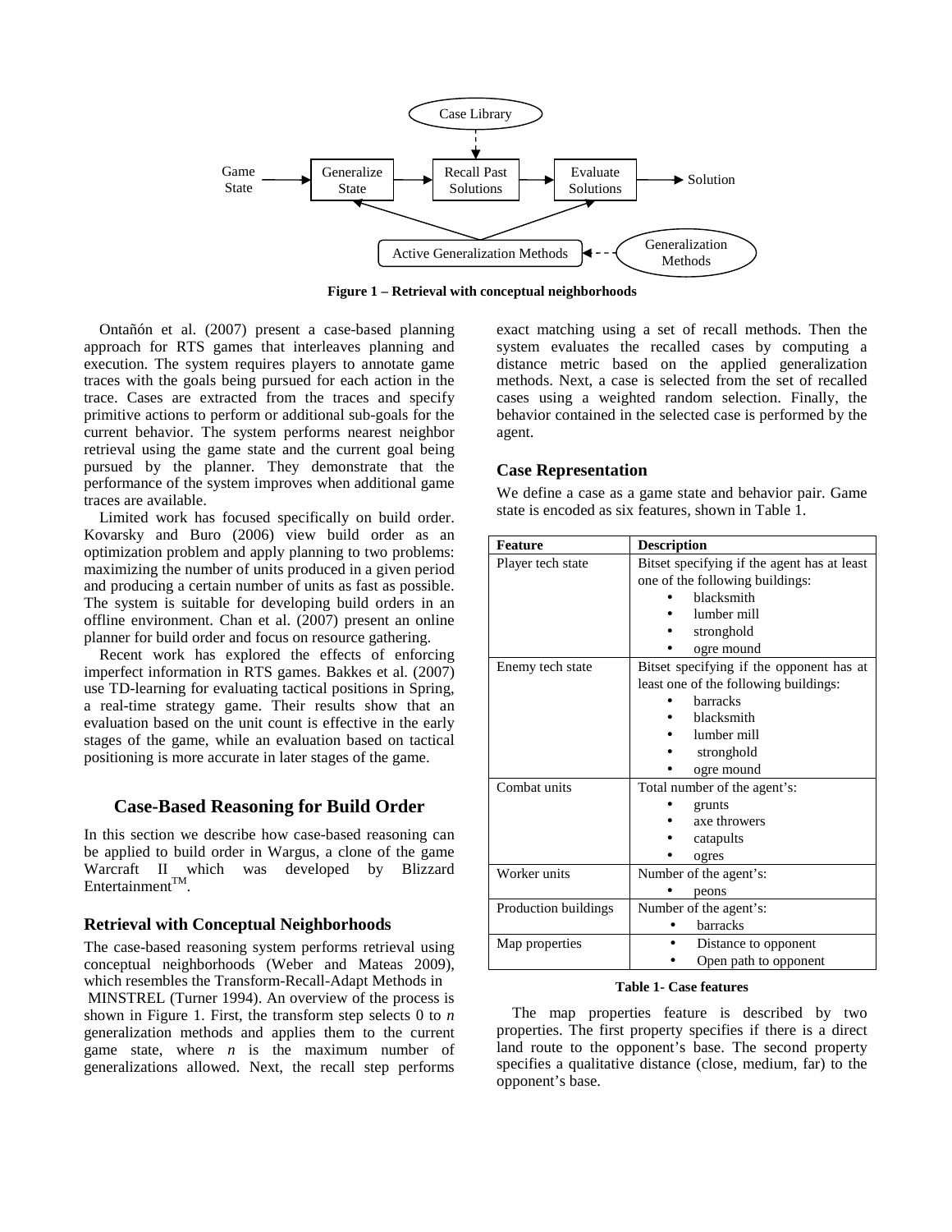**Figure 1 – Retrieval with conceptual neighborhoods**

Ontañón et al. (2007) present a case-based planning approach for RTS games that interleaves planning and execution. The system requires players to annotate game traces with the goals being pursued for each action in the trace. Cases are extracted from the traces and specify primitive actions to perform or additional sub-goals for the current behavior. The system performs nearest neighbor retrieval using the game state and the current goal being pursued by the planner. They demonstrate that the performance of the system improves when additional game traces are available.

Limited work has focused specifically on build order. Kovarsky and Buro (2006) view build order as an optimization problem and apply planning to two problems: maximizing the number of units produced in a given period and producing a certain number of units as fast as possible. The system is suitable for developing build orders in an offline environment. Chan et al. (2007) present an online planner for build order and focus on resource gathering.

Recent work has explored the effects of enforcing imperfect information in RTS games. Bakkes et al. (2007) use TD-learning for evaluating tactical positions in Spring, a real-time strategy game. Their results show that an evaluation based on the unit count is effective in the early stages of the game, while an evaluation based on tactical positioning is more accurate in later stages of the game.

## Case-Based Reasoning for Build Order

In this section we describe how case-based reasoning can be applied to build order in Wargus, a clone of the game Warcraft II which was developed by Blizzard Entertainment™.

### Retrieval with Conceptual Neighborhoods

The case-based reasoning system performs retrieval using conceptual neighborhoods (Weber and Mateas 2009), which resembles the Transform-Recall-Adapt Methods in MINSTREL (Turner 1994). An overview of the process is shown in Figure 1. First, the transform step selects 0 to *n* generalization methods and applies them to the current game state, where *n* is the maximum number of generalizations allowed. Next, the recall step performs exact matching using a set of recall methods. Then the system evaluates the recalled cases by computing a distance metric based on the applied generalization methods. Next, a case is selected from the set of recalled cases using a weighted random selection. Finally, the behavior contained in the selected case is performed by the agent.

### Case Representation

We define a case as a game state and behavior pair. Game state is encoded as six features, shown in Table 1.

| Feature | Description |
|---|---|
| Player tech state | Bitset specifying if the agent has at least one of the following buildings:<br>• blacksmith<br>• lumber mill<br>• stronghold<br>• ogre mound |
| Enemy tech state | Bitset specifying if the opponent has at least one of the following buildings:<br>• barracks<br>• blacksmith<br>• lumber mill<br>• stronghold<br>• ogre mound |
| Combat units | Total number of the agent's:<br>• grunts<br>• axe throwers<br>• catapults<br>• ogres |
| Worker units | Number of the agent's:<br>• peons |
| Production buildings | Number of the agent's:<br>• barracks |
| Map properties | • Distance to opponent<br>• Open path to opponent |

**Table 1- Case features**

The map properties feature is described by two properties. The first property specifies if there is a direct land route to the opponent's base. The second property specifies a qualitative distance (close, medium, far) to the opponent's base.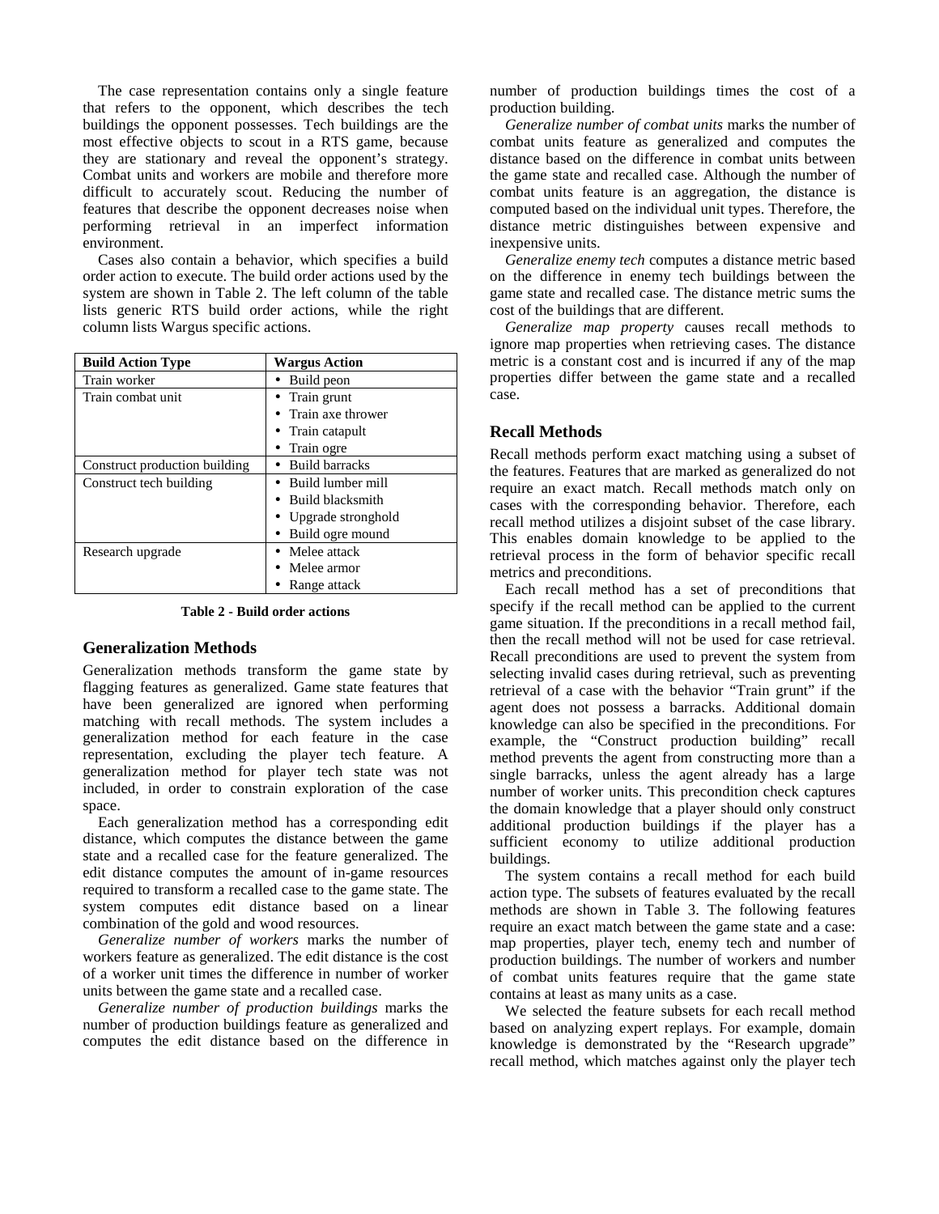The case representation contains only a single feature that refers to the opponent, which describes the tech buildings the opponent possesses. Tech buildings are the most effective objects to scout in a RTS game, because they are stationary and reveal the opponent's strategy. Combat units and workers are mobile and therefore more difficult to accurately scout. Reducing the number of features that describe the opponent decreases noise when performing retrieval in an imperfect information environment.

Cases also contain a behavior, which specifies a build order action to execute. The build order actions used by the system are shown in Table 2. The left column of the table lists generic RTS build order actions, while the right column lists Wargus specific actions.

| Build Action Type | Wargus Action |
| --- | --- |
| Train worker | • Build peon |
| Train combat unit | • Train grunt<br>• Train axe thrower<br>• Train catapult<br>• Train ogre |
| Construct production building | • Build barracks |
| Construct tech building | • Build lumber mill<br>• Build blacksmith<br>• Upgrade stronghold<br>• Build ogre mound |
| Research upgrade | • Melee attack<br>• Melee armor<br>• Range attack |

**Table 2 - Build order actions**

## Generalization Methods

Generalization methods transform the game state by flagging features as generalized. Game state features that have been generalized are ignored when performing matching with recall methods. The system includes a generalization method for each feature in the case representation, excluding the player tech feature. A generalization method for player tech state was not included, in order to constrain exploration of the case space.

Each generalization method has a corresponding edit distance, which computes the distance between the game state and a recalled case for the feature generalized. The edit distance computes the amount of in-game resources required to transform a recalled case to the game state. The system computes edit distance based on a linear combination of the gold and wood resources.

*Generalize number of workers* marks the number of workers feature as generalized. The edit distance is the cost of a worker unit times the difference in number of worker units between the game state and a recalled case.

*Generalize number of production buildings* marks the number of production buildings feature as generalized and computes the edit distance based on the difference in number of production buildings times the cost of a production building.

*Generalize number of combat units* marks the number of combat units feature as generalized and computes the distance based on the difference in combat units between the game state and recalled case. Although the number of combat units feature is an aggregation, the distance is computed based on the individual unit types. Therefore, the distance metric distinguishes between expensive and inexpensive units.

*Generalize enemy tech* computes a distance metric based on the difference in enemy tech buildings between the game state and recalled case. The distance metric sums the cost of the buildings that are different.

*Generalize map property* causes recall methods to ignore map properties when retrieving cases. The distance metric is a constant cost and is incurred if any of the map properties differ between the game state and a recalled case.

## Recall Methods

Recall methods perform exact matching using a subset of the features. Features that are marked as generalized do not require an exact match. Recall methods match only on cases with the corresponding behavior. Therefore, each recall method utilizes a disjoint subset of the case library. This enables domain knowledge to be applied to the retrieval process in the form of behavior specific recall metrics and preconditions.

Each recall method has a set of preconditions that specify if the recall method can be applied to the current game situation. If the preconditions in a recall method fail, then the recall method will not be used for case retrieval. Recall preconditions are used to prevent the system from selecting invalid cases during retrieval, such as preventing retrieval of a case with the behavior "Train grunt" if the agent does not possess a barracks. Additional domain knowledge can also be specified in the preconditions. For example, the "Construct production building" recall method prevents the agent from constructing more than a single barracks, unless the agent already has a large number of worker units. This precondition check captures the domain knowledge that a player should only construct additional production buildings if the player has a sufficient economy to utilize additional production buildings.

The system contains a recall method for each build action type. The subsets of features evaluated by the recall methods are shown in Table 3. The following features require an exact match between the game state and a case: map properties, player tech, enemy tech and number of production buildings. The number of workers and number of combat units features require that the game state contains at least as many units as a case.

We selected the feature subsets for each recall method based on analyzing expert replays. For example, domain knowledge is demonstrated by the "Research upgrade" recall method, which matches against only the player tech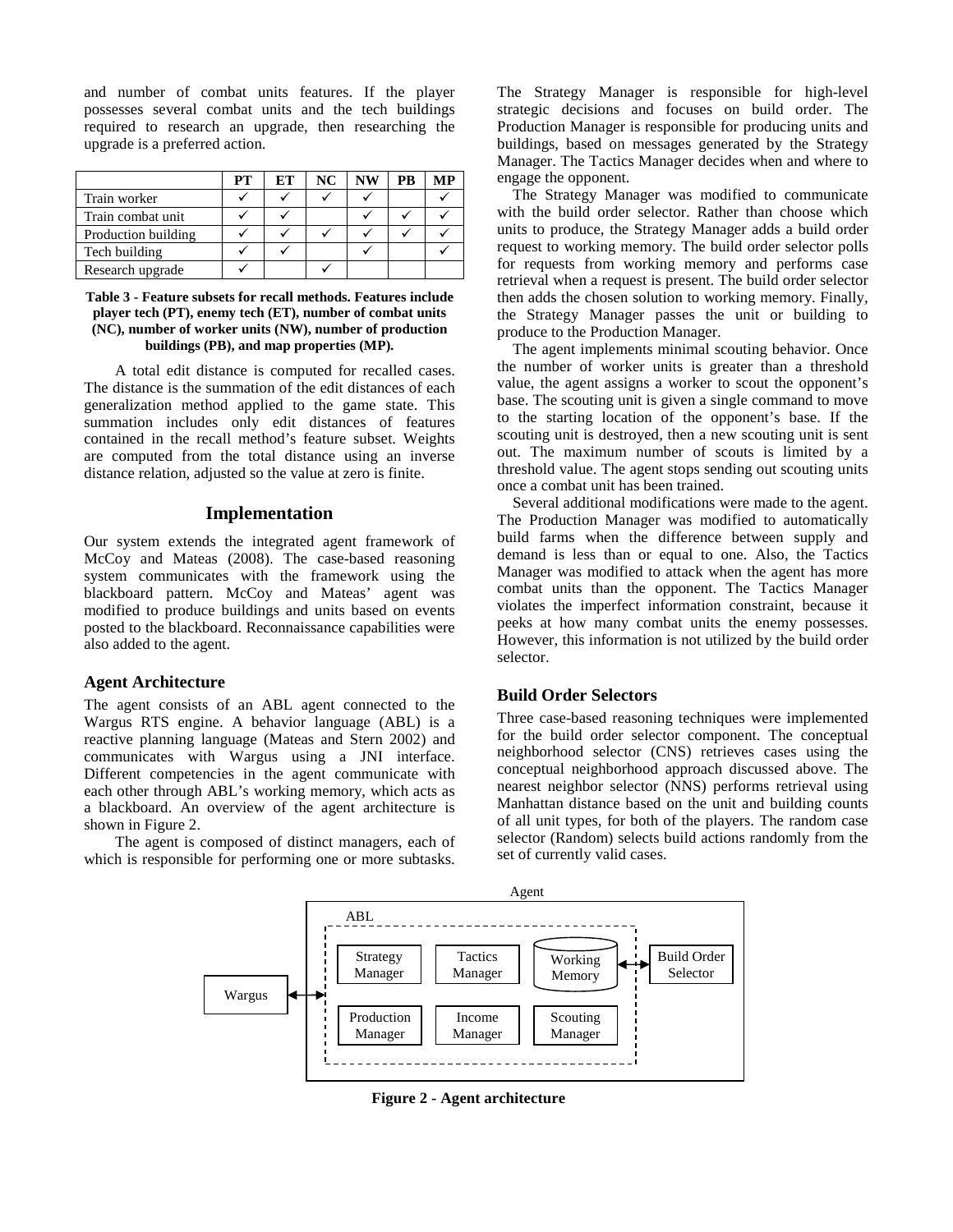and number of combat units features. If the player possesses several combat units and the tech buildings required to research an upgrade, then researching the upgrade is a preferred action.

| | PT | ET | NC | NW | PB | MP |
|---|---|---|---|---|---|---|
| Train worker | ✓ | ✓ | ✓ | ✓ | | ✓ |
| Train combat unit | ✓ | ✓ | | ✓ | ✓ | ✓ |
| Production building | ✓ | ✓ | ✓ | ✓ | ✓ | ✓ |
| Tech building | ✓ | ✓ | | ✓ | | ✓ |
| Research upgrade | ✓ | | ✓ | | | |

**Table 3 - Feature subsets for recall methods. Features include player tech (PT), enemy tech (ET), number of combat units (NC), number of worker units (NW), number of production buildings (PB), and map properties (MP).**

A total edit distance is computed for recalled cases. The distance is the summation of the edit distances of each generalization method applied to the game state. This summation includes only edit distances of features contained in the recall method's feature subset. Weights are computed from the total distance using an inverse distance relation, adjusted so the value at zero is finite.

## Implementation

Our system extends the integrated agent framework of McCoy and Mateas (2008). The case-based reasoning system communicates with the framework using the blackboard pattern. McCoy and Mateas' agent was modified to produce buildings and units based on events posted to the blackboard. Reconnaissance capabilities were also added to the agent.

### Agent Architecture

The agent consists of an ABL agent connected to the Wargus RTS engine. A behavior language (ABL) is a reactive planning language (Mateas and Stern 2002) and communicates with Wargus using a JNI interface. Different competencies in the agent communicate with each other through ABL's working memory, which acts as a blackboard. An overview of the agent architecture is shown in Figure 2.

The agent is composed of distinct managers, each of which is responsible for performing one or more subtasks. The Strategy Manager is responsible for high-level strategic decisions and focuses on build order. The Production Manager is responsible for producing units and buildings, based on messages generated by the Strategy Manager. The Tactics Manager decides when and where to engage the opponent.

The Strategy Manager was modified to communicate with the build order selector. Rather than choose which units to produce, the Strategy Manager adds a build order request to working memory. The build order selector polls for requests from working memory and performs case retrieval when a request is present. The build order selector then adds the chosen solution to working memory. Finally, the Strategy Manager passes the unit or building to produce to the Production Manager.

The agent implements minimal scouting behavior. Once the number of worker units is greater than a threshold value, the agent assigns a worker to scout the opponent's base. The scouting unit is given a single command to move to the starting location of the opponent's base. If the scouting unit is destroyed, then a new scouting unit is sent out. The maximum number of scouts is limited by a threshold value. The agent stops sending out scouting units once a combat unit has been trained.

Several additional modifications were made to the agent. The Production Manager was modified to automatically build farms when the difference between supply and demand is less than or equal to one. Also, the Tactics Manager was modified to attack when the agent has more combat units than the opponent. The Tactics Manager violates the imperfect information constraint, because it peeks at how many combat units the enemy possesses. However, this information is not utilized by the build order selector.

### Build Order Selectors

Three case-based reasoning techniques were implemented for the build order selector component. The conceptual neighborhood selector (CNS) retrieves cases using the conceptual neighborhood approach discussed above. The nearest neighbor selector (NNS) performs retrieval using Manhattan distance based on the unit and building counts of all unit types, for both of the players. The random case selector (Random) selects build actions randomly from the set of currently valid cases.

**Figure 2 - Agent architecture**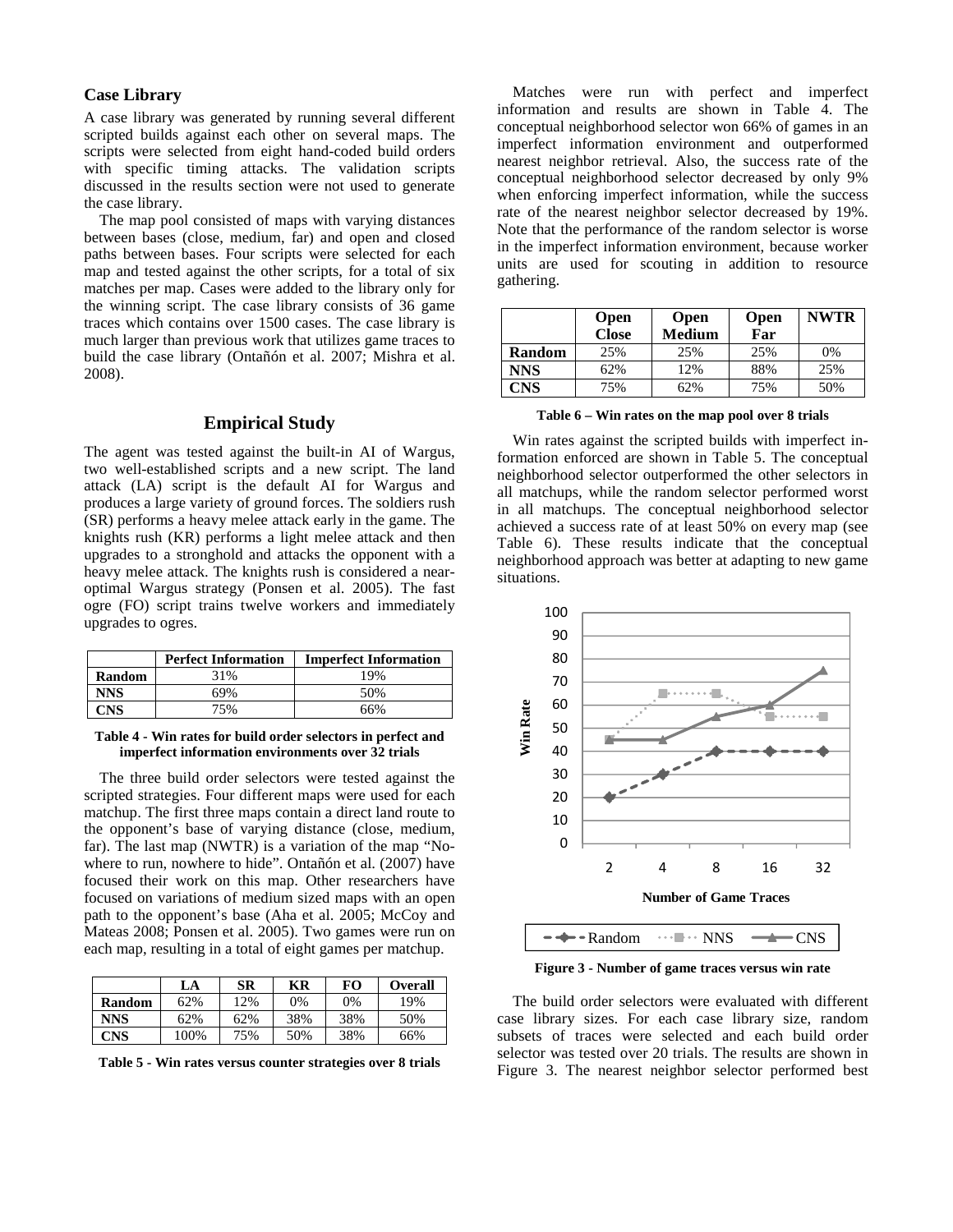### Case Library

A case library was generated by running several different scripted builds against each other on several maps. The scripts were selected from eight hand-coded build orders with specific timing attacks. The validation scripts discussed in the results section were not used to generate the case library.

The map pool consisted of maps with varying distances between bases (close, medium, far) and open and closed paths between bases. Four scripts were selected for each map and tested against the other scripts, for a total of six matches per map. Cases were added to the library only for the winning script. The case library consists of 36 game traces which contains over 1500 cases. The case library is much larger than previous work that utilizes game traces to build the case library (Ontañón et al. 2007; Mishra et al. 2008).

## Empirical Study

The agent was tested against the built-in AI of Wargus, two well-established scripts and a new script. The land attack (LA) script is the default AI for Wargus and produces a large variety of ground forces. The soldiers rush (SR) performs a heavy melee attack early in the game. The knights rush (KR) performs a light melee attack and then upgrades to a stronghold and attacks the opponent with a heavy melee attack. The knights rush is considered a near-optimal Wargus strategy (Ponsen et al. 2005). The fast ogre (FO) script trains twelve workers and immediately upgrades to ogres.

| | Perfect Information | Imperfect Information |
|---|---|---|
| **Random** | 31% | 19% |
| **NNS** | 69% | 50% |
| **CNS** | 75% | 66% |

**Table 4 - Win rates for build order selectors in perfect and imperfect information environments over 32 trials**

The three build order selectors were tested against the scripted strategies. Four different maps were used for each matchup. The first three maps contain a direct land route to the opponent's base of varying distance (close, medium, far). The last map (NWTR) is a variation of the map "No-where to run, nowhere to hide". Ontañón et al. (2007) have focused their work on this map. Other researchers have focused on variations of medium sized maps with an open path to the opponent's base (Aha et al. 2005; McCoy and Mateas 2008; Ponsen et al. 2005). Two games were run on each map, resulting in a total of eight games per matchup.

| | LA | SR | KR | FO | Overall |
|---|---|---|---|---|---|
| **Random** | 62% | 12% | 0% | 0% | 19% |
| **NNS** | 62% | 62% | 38% | 38% | 50% |
| **CNS** | 100% | 75% | 50% | 38% | 66% |

**Table 5 - Win rates versus counter strategies over 8 trials**

Matches were run with perfect and imperfect information and results are shown in Table 4. The conceptual neighborhood selector won 66% of games in an imperfect information environment and outperformed nearest neighbor retrieval. Also, the success rate of the conceptual neighborhood selector decreased by only 9% when enforcing imperfect information, while the success rate of the nearest neighbor selector decreased by 19%. Note that the performance of the random selector is worse in the imperfect information environment, because worker units are used for scouting in addition to resource gathering.

| | Open Close | Open Medium | Open Far | NWTR |
|---|---|---|---|---|
| **Random** | 25% | 25% | 25% | 0% |
| **NNS** | 62% | 12% | 88% | 25% |
| **CNS** | 75% | 62% | 75% | 50% |

**Table 6 – Win rates on the map pool over 8 trials**

Win rates against the scripted builds with imperfect information enforced are shown in Table 5. The conceptual neighborhood selector outperformed the other selectors in all matchups, while the random selector performed worst in all matchups. The conceptual neighborhood selector achieved a success rate of at least 50% on every map (see Table 6). These results indicate that the conceptual neighborhood approach was better at adapting to new game situations.

**Figure 3 - Number of game traces versus win rate**

The build order selectors were evaluated with different case library sizes. For each case library size, random subsets of traces were selected and each build order selector was tested over 20 trials. The results are shown in Figure 3. The nearest neighbor selector performed best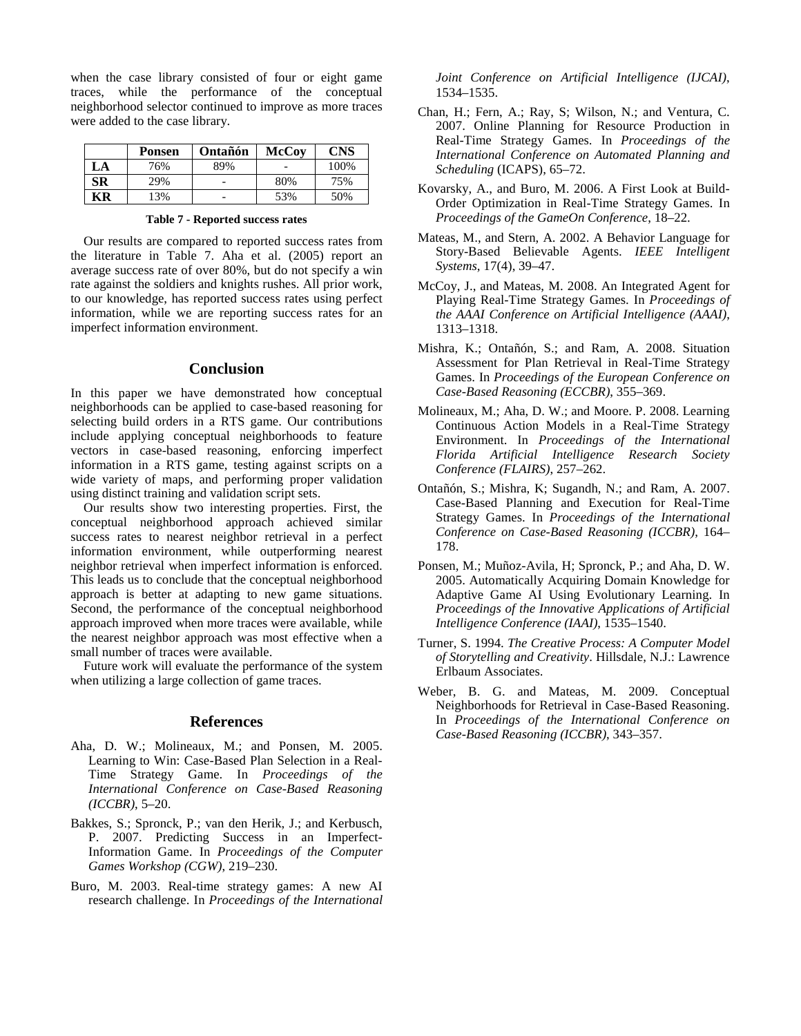when the case library consisted of four or eight game traces, while the performance of the conceptual neighborhood selector continued to improve as more traces were added to the case library.

| | Ponsen | Ontañón | McCoy | CNS |
|---|---|---|---|---|
| **LA** | 76% | 89% | - | 100% |
| **SR** | 29% | - | 80% | 75% |
| **KR** | 13% | - | 53% | 50% |

**Table 7 - Reported success rates**

Our results are compared to reported success rates from the literature in Table 7. Aha et al. (2005) report an average success rate of over 80%, but do not specify a win rate against the soldiers and knights rushes. All prior work, to our knowledge, has reported success rates using perfect information, while we are reporting success rates for an imperfect information environment.

## Conclusion

In this paper we have demonstrated how conceptual neighborhoods can be applied to case-based reasoning for selecting build orders in a RTS game. Our contributions include applying conceptual neighborhoods to feature vectors in case-based reasoning, enforcing imperfect information in a RTS game, testing against scripts on a wide variety of maps, and performing proper validation using distinct training and validation script sets.

Our results show two interesting properties. First, the conceptual neighborhood approach achieved similar success rates to nearest neighbor retrieval in a perfect information environment, while outperforming nearest neighbor retrieval when imperfect information is enforced. This leads us to conclude that the conceptual neighborhood approach is better at adapting to new game situations. Second, the performance of the conceptual neighborhood approach improved when more traces were available, while the nearest neighbor approach was most effective when a small number of traces were available.

Future work will evaluate the performance of the system when utilizing a large collection of game traces.

## References

Aha, D. W.; Molineaux, M.; and Ponsen, M. 2005. Learning to Win: Case-Based Plan Selection in a Real-Time Strategy Game. In *Proceedings of the International Conference on Case-Based Reasoning (ICCBR)*, 5–20.

Bakkes, S.; Spronck, P.; van den Herik, J.; and Kerbusch, P. 2007. Predicting Success in an Imperfect-Information Game. In *Proceedings of the Computer Games Workshop (CGW)*, 219–230.

Buro, M. 2003. Real-time strategy games: A new AI research challenge. In *Proceedings of the International Joint Conference on Artificial Intelligence (IJCAI)*, 1534–1535.

Chan, H.; Fern, A.; Ray, S; Wilson, N.; and Ventura, C. 2007. Online Planning for Resource Production in Real-Time Strategy Games. In *Proceedings of the International Conference on Automated Planning and Scheduling* (ICAPS), 65–72.

Kovarsky, A., and Buro, M. 2006. A First Look at Build-Order Optimization in Real-Time Strategy Games. In *Proceedings of the GameOn Conference*, 18–22.

Mateas, M., and Stern, A. 2002. A Behavior Language for Story-Based Believable Agents. *IEEE Intelligent Systems*, 17(4), 39–47.

McCoy, J., and Mateas, M. 2008. An Integrated Agent for Playing Real-Time Strategy Games. In *Proceedings of the AAAI Conference on Artificial Intelligence (AAAI)*, 1313–1318.

Mishra, K.; Ontañón, S.; and Ram, A. 2008. Situation Assessment for Plan Retrieval in Real-Time Strategy Games. In *Proceedings of the European Conference on Case-Based Reasoning (ECCBR)*, 355–369.

Molineaux, M.; Aha, D. W.; and Moore. P. 2008. Learning Continuous Action Models in a Real-Time Strategy Environment. In *Proceedings of the International Florida Artificial Intelligence Research Society Conference (FLAIRS)*, 257–262.

Ontañón, S.; Mishra, K; Sugandh, N.; and Ram, A. 2007. Case-Based Planning and Execution for Real-Time Strategy Games. In *Proceedings of the International Conference on Case-Based Reasoning (ICCBR)*, 164–178.

Ponsen, M.; Muñoz-Avila, H; Spronck, P.; and Aha, D. W. 2005. Automatically Acquiring Domain Knowledge for Adaptive Game AI Using Evolutionary Learning. In *Proceedings of the Innovative Applications of Artificial Intelligence Conference (IAAI)*, 1535–1540.

Turner, S. 1994. *The Creative Process: A Computer Model of Storytelling and Creativity*. Hillsdale, N.J.: Lawrence Erlbaum Associates.

Weber, B. G. and Mateas, M. 2009. Conceptual Neighborhoods for Retrieval in Case-Based Reasoning. In *Proceedings of the International Conference on Case-Based Reasoning (ICCBR)*, 343–357.